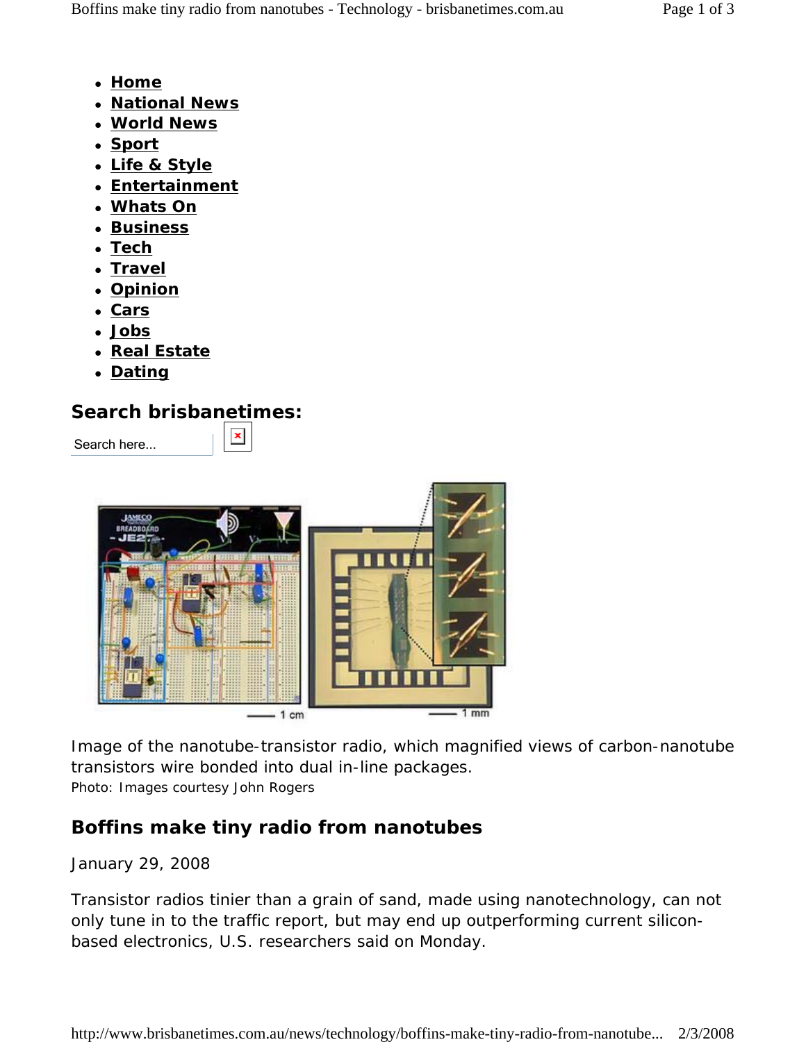- **Home**
- **National News**
- **World News**
- **Sport**
- **Life & Style**
- **Entertainment**
- **Whats On**
- **Business**
- **Tech**
- **Travel**
- **Opinion**
- **Cars**
- **Jobs**
- **Real Estate**
- **Dating**

## Search brisbanetimes:

Search here...

Image of the nanotube-transistor radio, which magnified views of carbon-nanotube transistors wire bonded into dual in-line packages.

Photo: Images courtesy John Rogers

## Boffins make tiny radio from nanotubes

January 29, 2008

Transistor radios tinier than a grain of sand, made using nanotechnology, can not only tune in to the traffic report, but may end up outperforming current silicon-based electronics, U.S. researchers said on Monday.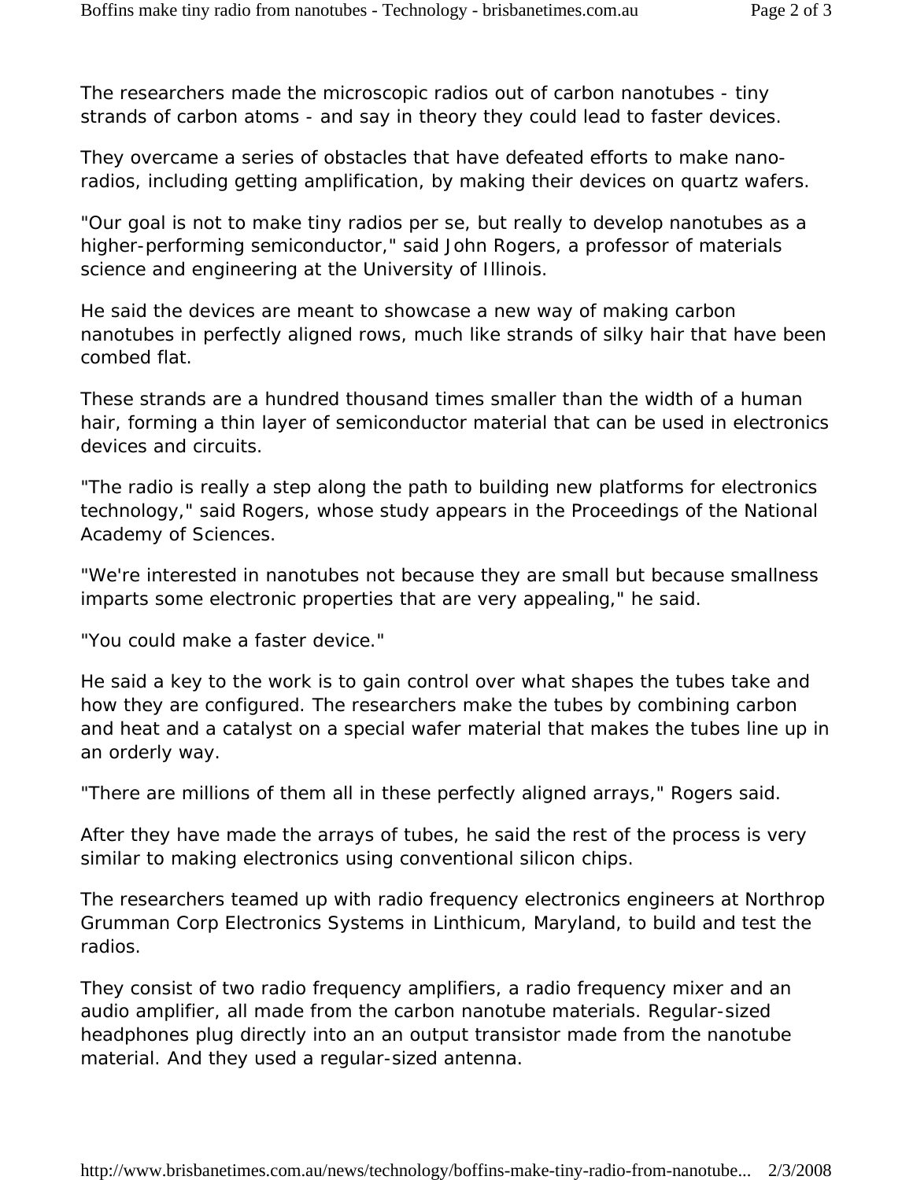The researchers made the microscopic radios out of carbon nanotubes - tiny strands of carbon atoms - and say in theory they could lead to faster devices.

They overcame a series of obstacles that have defeated efforts to make nano-radios, including getting amplification, by making their devices on quartz wafers.

"Our goal is not to make tiny radios per se, but really to develop nanotubes as a higher-performing semiconductor," said John Rogers, a professor of materials science and engineering at the University of Illinois.

He said the devices are meant to showcase a new way of making carbon nanotubes in perfectly aligned rows, much like strands of silky hair that have been combed flat.

These strands are a hundred thousand times smaller than the width of a human hair, forming a thin layer of semiconductor material that can be used in electronics devices and circuits.

"The radio is really a step along the path to building new platforms for electronics technology," said Rogers, whose study appears in the Proceedings of the National Academy of Sciences.

"We're interested in nanotubes not because they are small but because smallness imparts some electronic properties that are very appealing," he said.

"You could make a faster device."

He said a key to the work is to gain control over what shapes the tubes take and how they are configured. The researchers make the tubes by combining carbon and heat and a catalyst on a special wafer material that makes the tubes line up in an orderly way.

"There are millions of them all in these perfectly aligned arrays," Rogers said.

After they have made the arrays of tubes, he said the rest of the process is very similar to making electronics using conventional silicon chips.

The researchers teamed up with radio frequency electronics engineers at Northrop Grumman Corp Electronics Systems in Linthicum, Maryland, to build and test the radios.

They consist of two radio frequency amplifiers, a radio frequency mixer and an audio amplifier, all made from the carbon nanotube materials. Regular-sized headphones plug directly into an an output transistor made from the nanotube material. And they used a regular-sized antenna.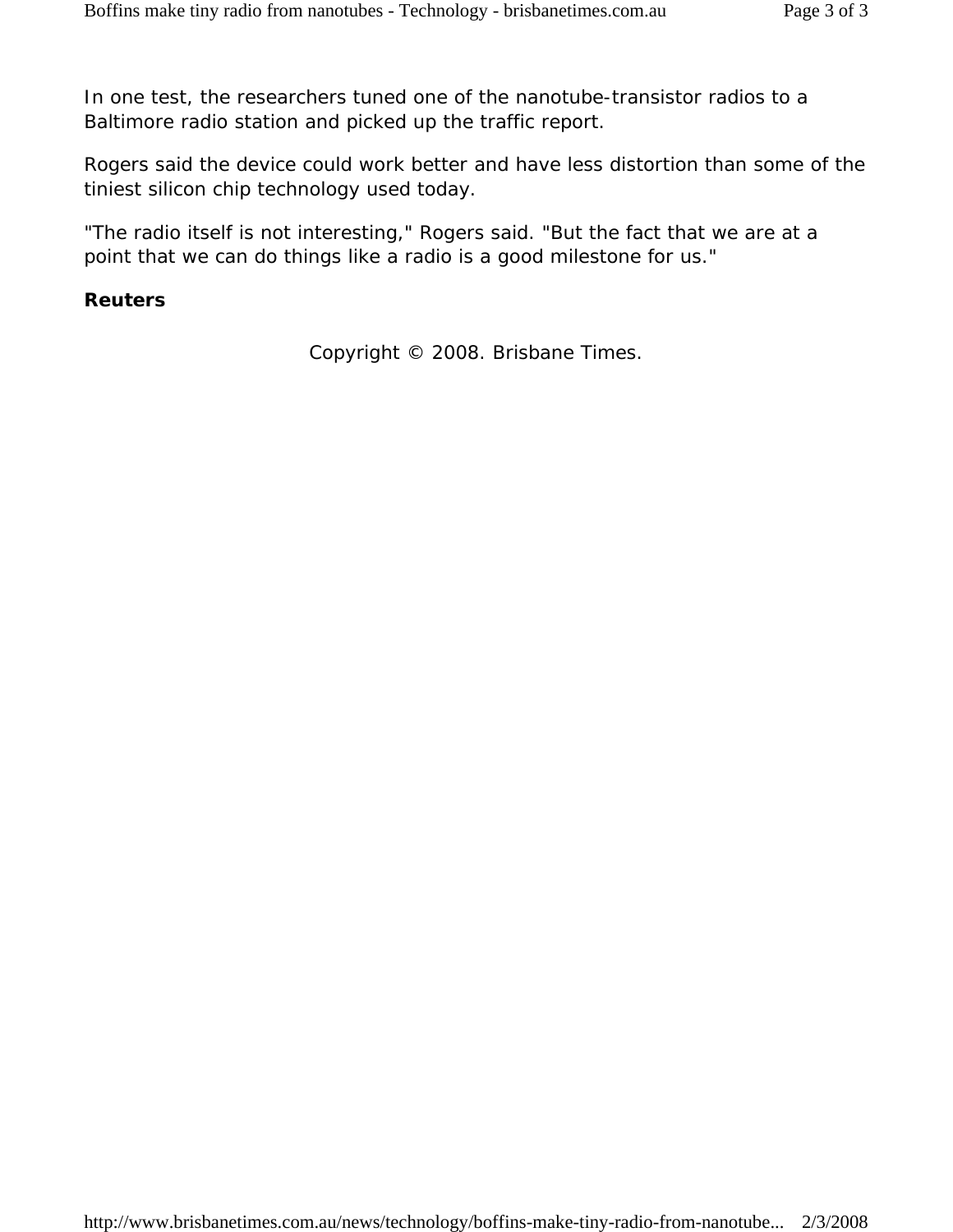In one test, the researchers tuned one of the nanotube-transistor radios to a Baltimore radio station and picked up the traffic report.

Rogers said the device could work better and have less distortion than some of the tiniest silicon chip technology used today.

"The radio itself is not interesting," Rogers said. "But the fact that we are at a point that we can do things like a radio is a good milestone for us."

**Reuters**

Copyright © 2008. Brisbane Times.